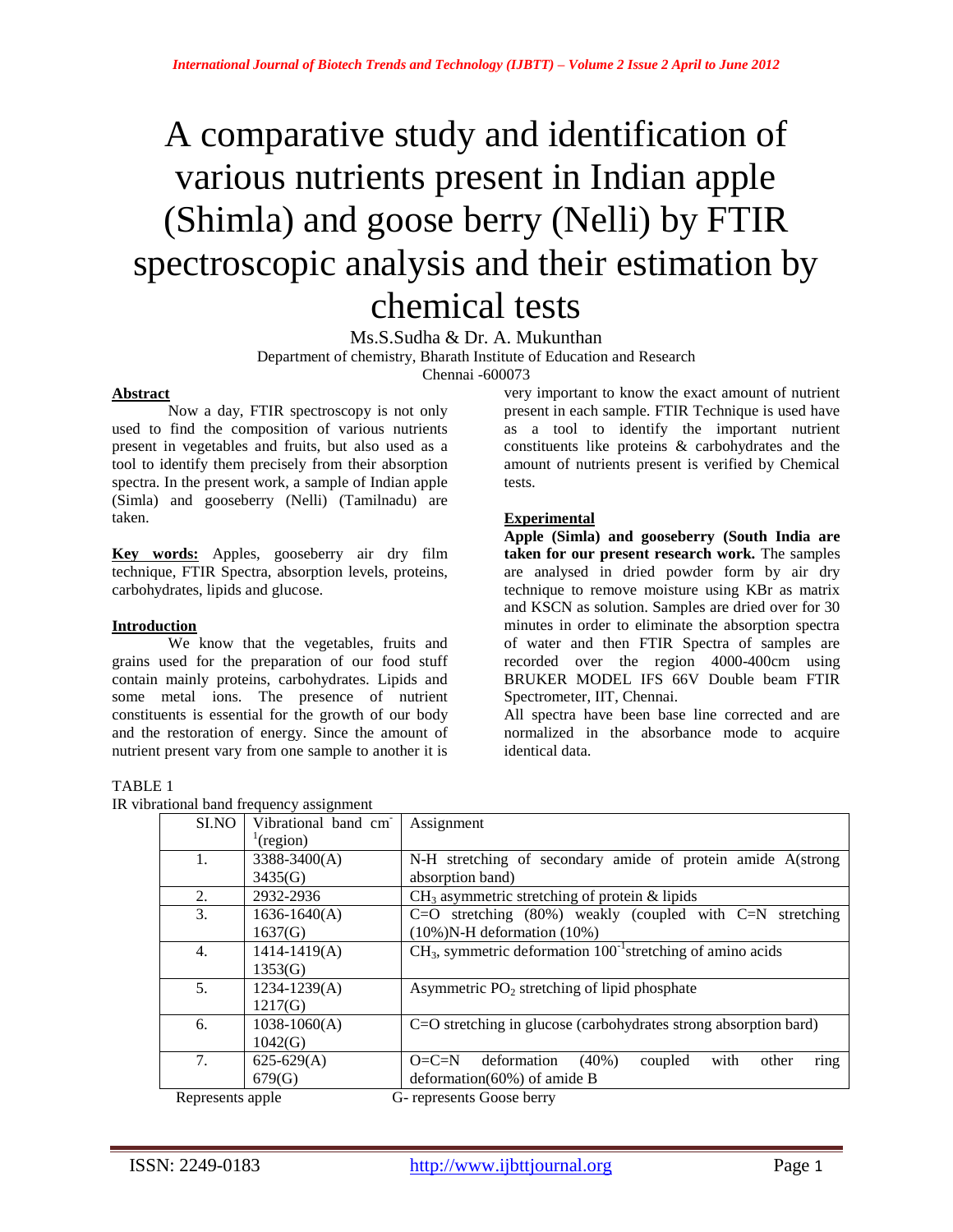# A comparative study and identification of various nutrients present in Indian apple (Shimla) and goose berry (Nelli) by FTIR spectroscopic analysis and their estimation by chemical tests

Ms.S.Sudha & Dr. A. Mukunthan

Department of chemistry, Bharath Institute of Education and Research

Chennai -600073

## Abstract

Now a day, FTIR spectroscopy is not only used to find the composition of various nutrients present in vegetables and fruits, but also used as a tool to identify them precisely from their absorption spectra. In the present work, a sample of Indian apple (Simla) and gooseberry (Nelli) (Tamilnadu) are taken.

**Key words:** Apples, gooseberry air dry film technique, FTIR Spectra, absorption levels, proteins, carbohydrates, lipids and glucose.

## Introduction

We know that the vegetables, fruits and grains used for the preparation of our food stuff contain mainly proteins, carbohydrates. Lipids and some metal ions. The presence of nutrient constituents is essential for the growth of our body and the restoration of energy. Since the amount of nutrient present vary from one sample to another it is very important to know the exact amount of nutrient present in each sample. FTIR Technique is used have as a tool to identify the important nutrient constituents like proteins & carbohydrates and the amount of nutrients present is verified by Chemical tests.

## Experimental

**Apple (Simla) and gooseberry (South India are taken for our present research work.** The samples are analysed in dried powder form by air dry technique to remove moisture using KBr as matrix and KSCN as solution. Samples are dried over for 30 minutes in order to eliminate the absorption spectra of water and then FTIR Spectra of samples are recorded over the region 4000-400cm using BRUKER MODEL IFS 66V Double beam FTIR Spectrometer, IIT, Chennai.

All spectra have been base line corrected and are normalized in the absorbance mode to acquire identical data.

TABLE 1

IR vibrational band frequency assignment

| SI.NO | Vibrational band $cm^{-1}$ (region) | Assignment |
|---|---|---|
| 1. | 3388-3400(A) 3435(G) | N-H stretching of secondary amide of protein amide A(strong absorption band) |
| 2. | 2932-2936 | $CH_3$ asymmetric stretching of protein & lipids |
| 3. | 1636-1640(A) 1637(G) | C=O stretching (80%) weakly (coupled with C=N stretching (10%)N-H deformation (10%) |
| 4. | 1414-1419(A) 1353(G) | $CH_3$, symmetric deformation $100^{-1}$stretching of amino acids |
| 5. | 1234-1239(A) 1217(G) | Asymmetric $PO_2$ stretching of lipid phosphate |
| 6. | 1038-1060(A) 1042(G) | C=O stretching in glucose (carbohydrates strong absorption bard) |
| 7. | 625-629(A) 679(G) | O=C=N deformation (40%) coupled with other ring deformation(60%) of amide B |

Represents apple G- represents Goose berry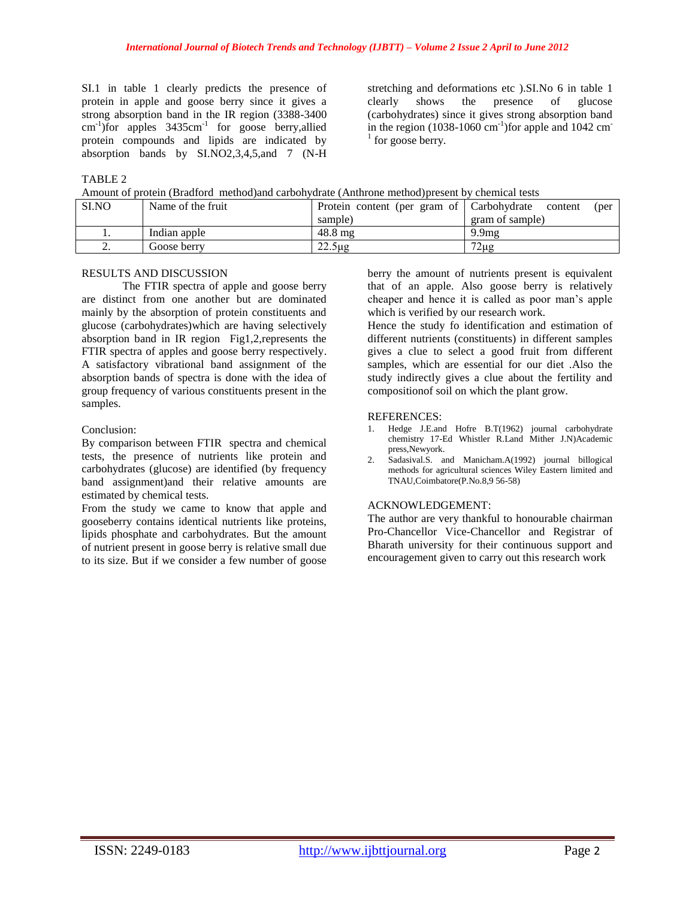SI.1 in table 1 clearly predicts the presence of protein in apple and goose berry since it gives a strong absorption band in the IR region (3388-3400 $cm^{-1}$)for apples 3435$cm^{-1}$ for goose berry,allied protein compounds and lipids are indicated by absorption bands by SI.NO2,3,4,5,and 7 (N-H stretching and deformations etc ).SI.No 6 in table 1 clearly shows the presence of glucose (carbohydrates) since it gives strong absorption band in the region (1038-1060 $cm^{-1}$)for apple and 1042 $cm^{-1}$ for goose berry.

TABLE 2

Amount of protein (Bradford method)and carbohydrate (Anthrone method)present by chemical tests

| SI.NO | Name of the fruit | Protein content (per gram of sample) | Carbohydrate content (per gram of sample) |
|---|---|---|---|
| 1. | Indian apple | 48.8 mg | 9.9mg |
| 2. | Goose berry | 22.5µg | 72µg |

RESULTS AND DISCUSSION

The FTIR spectra of apple and goose berry are distinct from one another but are dominated mainly by the absorption of protein constituents and glucose (carbohydrates)which are having selectively absorption band in IR region Fig1,2,represents the FTIR spectra of apples and goose berry respectively. A satisfactory vibrational band assignment of the absorption bands of spectra is done with the idea of group frequency of various constituents present in the samples.

Conclusion:

By comparison between FTIR spectra and chemical tests, the presence of nutrients like protein and carbohydrates (glucose) are identified (by frequency band assignment)and their relative amounts are estimated by chemical tests.

From the study we came to know that apple and gooseberry contains identical nutrients like proteins, lipids phosphate and carbohydrates. But the amount of nutrient present in goose berry is relative small due to its size. But if we consider a few number of goose berry the amount of nutrients present is equivalent that of an apple. Also goose berry is relatively cheaper and hence it is called as poor man's apple which is verified by our research work.

Hence the study fo identification and estimation of different nutrients (constituents) in different samples gives a clue to select a good fruit from different samples, which are essential for our diet .Also the study indirectly gives a clue about the fertility and compositionof soil on which the plant grow.

REFERENCES:

1. Hedge J.E.and Hofre B.T(1962) journal carbohydrate chemistry 17-Ed Whistler R.Land Mither J.N)Academic press,Newyork.
2. Sadasival.S. and Manicham.A(1992) journal billogical methods for agricultural sciences Wiley Eastern limited and TNAU,Coimbatore(P.No.8,9 56-58)

ACKNOWLEDGEMENT:

The author are very thankful to honourable chairman Pro-Chancellor Vice-Chancellor and Registrar of Bharath university for their continuous support and encouragement given to carry out this research work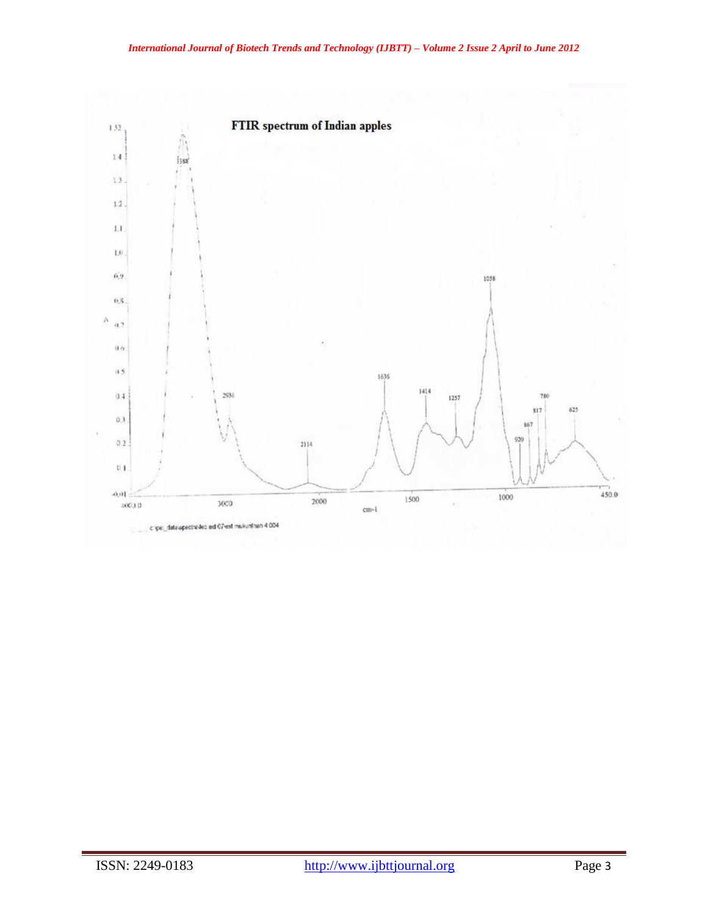**FTIR spectrum of Indian apples**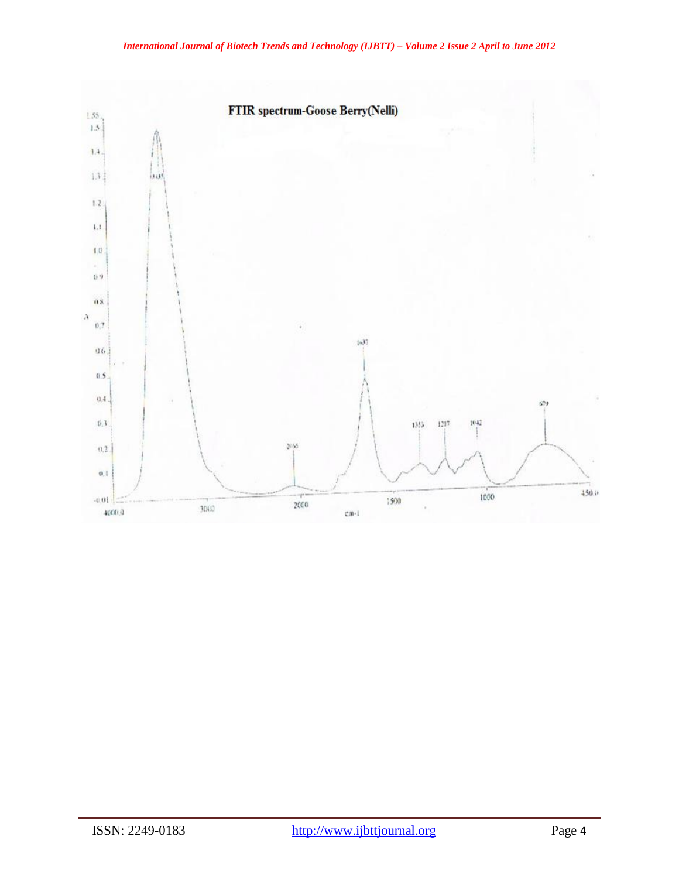FTIR spectrum-Goose Berry(Nelli)

1.55
1.5
1.4
1.3
1.2
1.1
1.0
0.9
0.8
A
0.7
0.6
0.5
0.4
0.3
0.2
0.1
-0.01

4000.0
3000
2000
1500
1000
450.0
cm-1

3435
2065
1637
1353
1217
1042
579